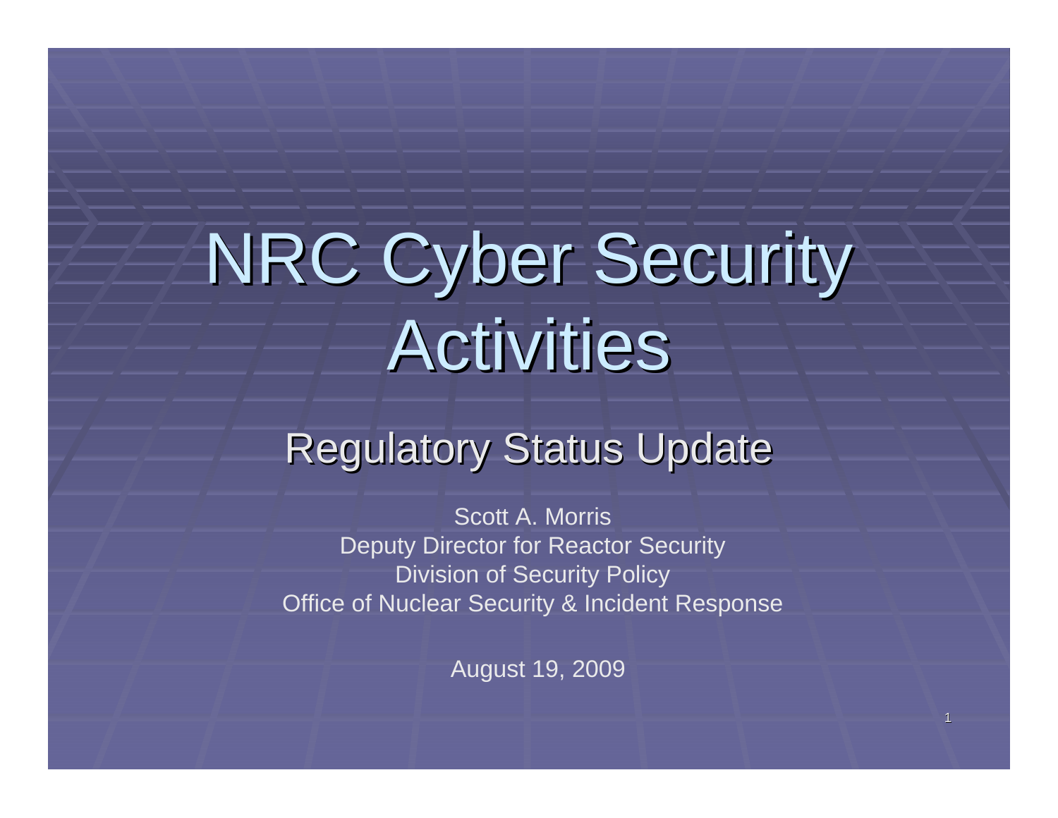# NRC Cyber Security Activities

## Regulatory Status Update

Scott A. Morris
Deputy Director for Reactor Security
Division of Security Policy
Office of Nuclear Security & Incident Response

August 19, 2009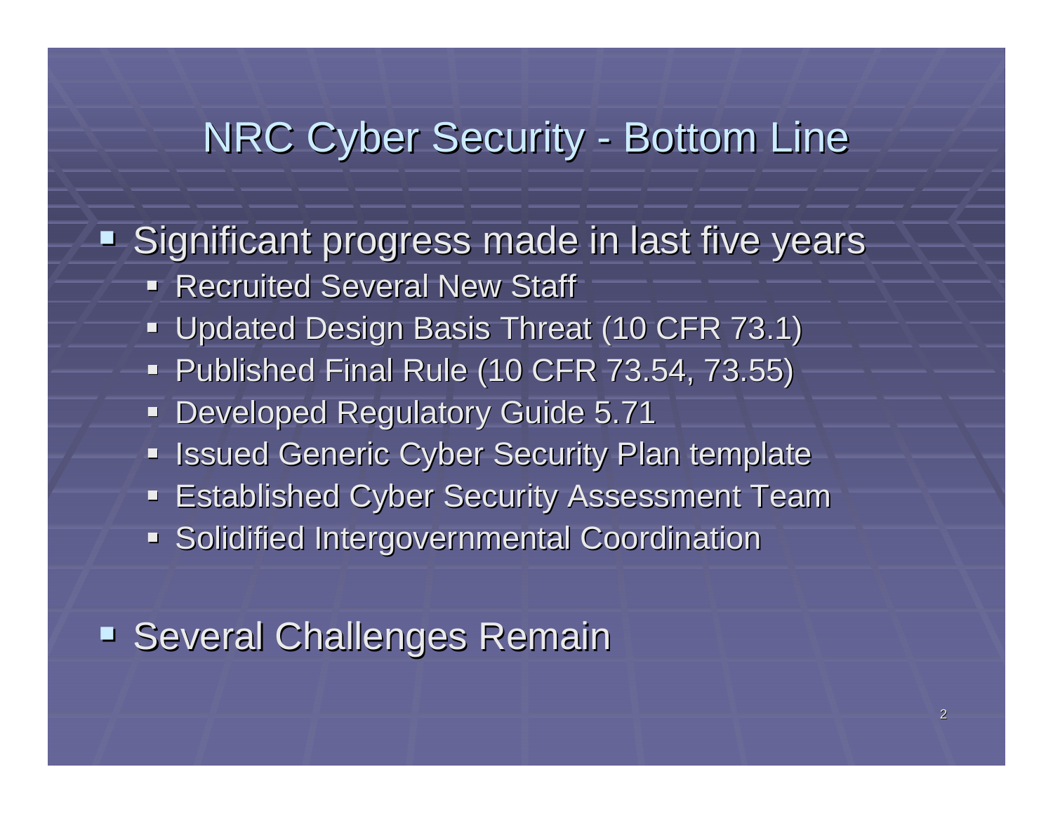# NRC Cyber Security - Bottom Line

- Significant progress made in last five years
  - Recruited Several New Staff
  - Updated Design Basis Threat (10 CFR 73.1)
  - Published Final Rule (10 CFR 73.54, 73.55)
  - Developed Regulatory Guide 5.71
  - Issued Generic Cyber Security Plan template
  - Established Cyber Security Assessment Team
  - Solidified Intergovernmental Coordination

- Several Challenges Remain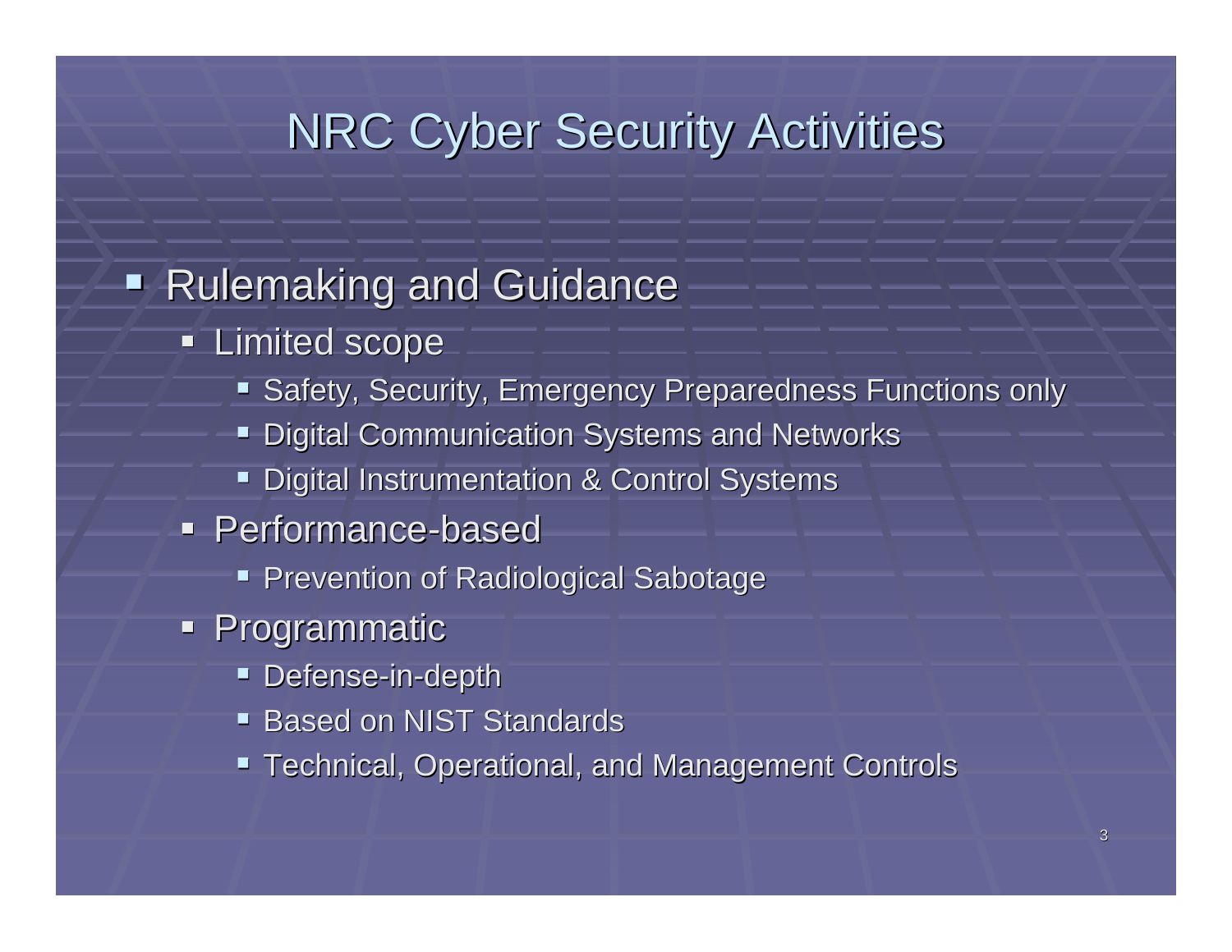# NRC Cyber Security Activities

- Rulemaking and Guidance
  - Limited scope
    - Safety, Security, Emergency Preparedness Functions only
    - Digital Communication Systems and Networks
    - Digital Instrumentation & Control Systems
  - Performance-based
    - Prevention of Radiological Sabotage
  - Programmatic
    - Defense-in-depth
    - Based on NIST Standards
    - Technical, Operational, and Management Controls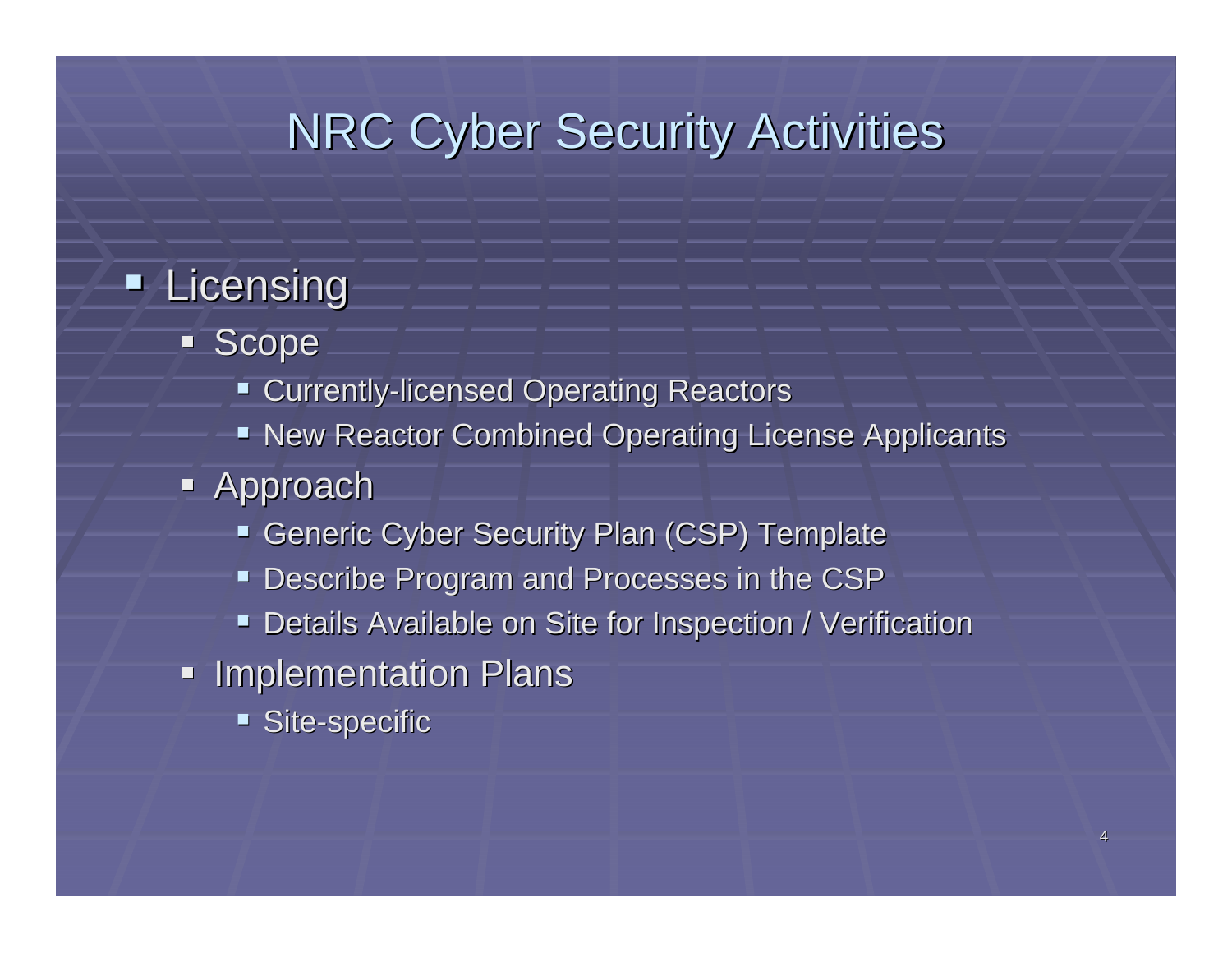# NRC Cyber Security Activities

- Licensing
  - Scope
    - Currently-licensed Operating Reactors
    - New Reactor Combined Operating License Applicants
  - Approach
    - Generic Cyber Security Plan (CSP) Template
    - Describe Program and Processes in the CSP
    - Details Available on Site for Inspection / Verification
  - Implementation Plans
    - Site-specific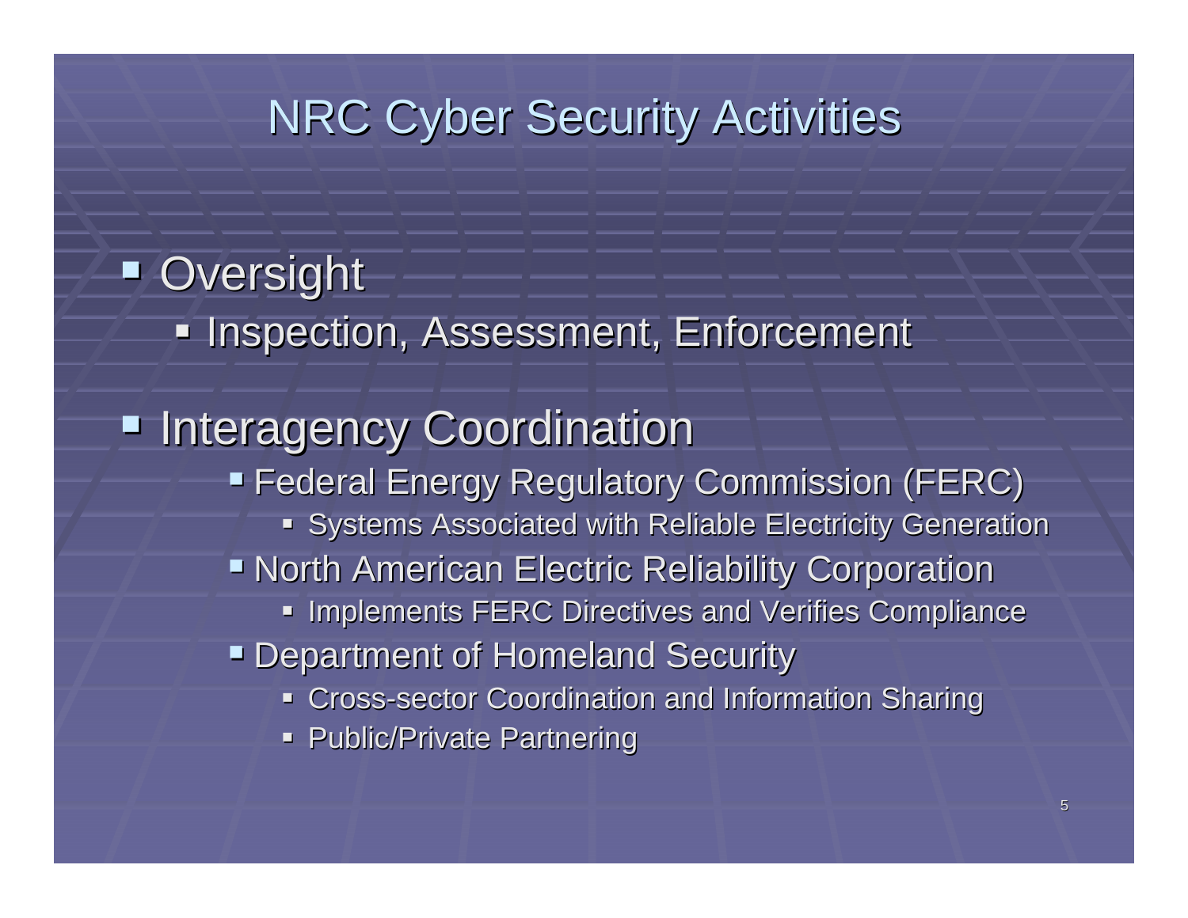# NRC Cyber Security Activities

- Oversight
  - Inspection, Assessment, Enforcement
- Interagency Coordination
  - Federal Energy Regulatory Commission (FERC)
    - Systems Associated with Reliable Electricity Generation
  - North American Electric Reliability Corporation
    - Implements FERC Directives and Verifies Compliance
  - Department of Homeland Security
    - Cross-sector Coordination and Information Sharing
    - Public/Private Partnering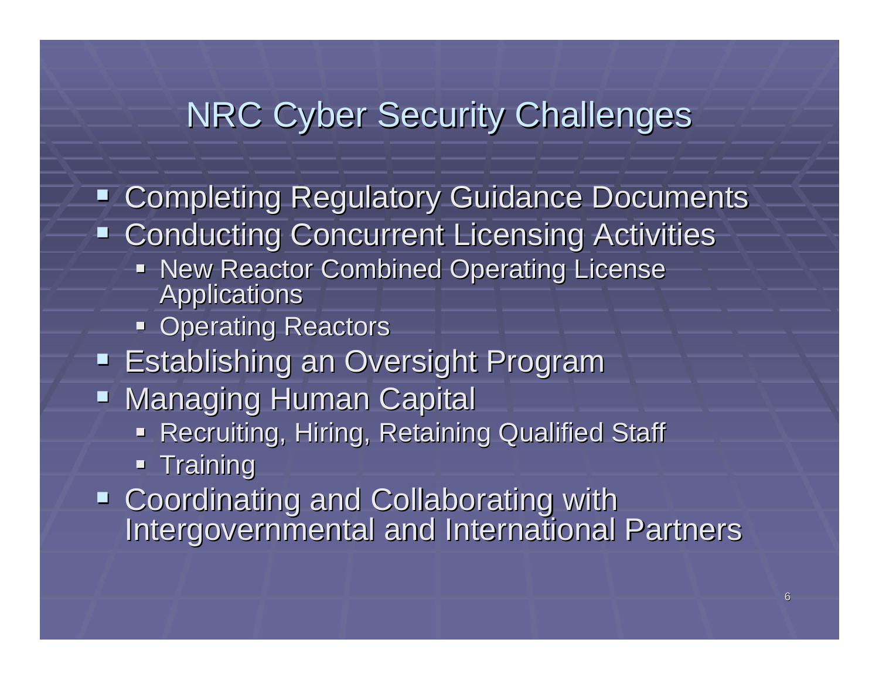# NRC Cyber Security Challenges

- Completing Regulatory Guidance Documents
- Conducting Concurrent Licensing Activities
  - New Reactor Combined Operating License Applications
  - Operating Reactors
- Establishing an Oversight Program
- Managing Human Capital
  - Recruiting, Hiring, Retaining Qualified Staff
  - Training
- Coordinating and Collaborating with Intergovernmental and International Partners